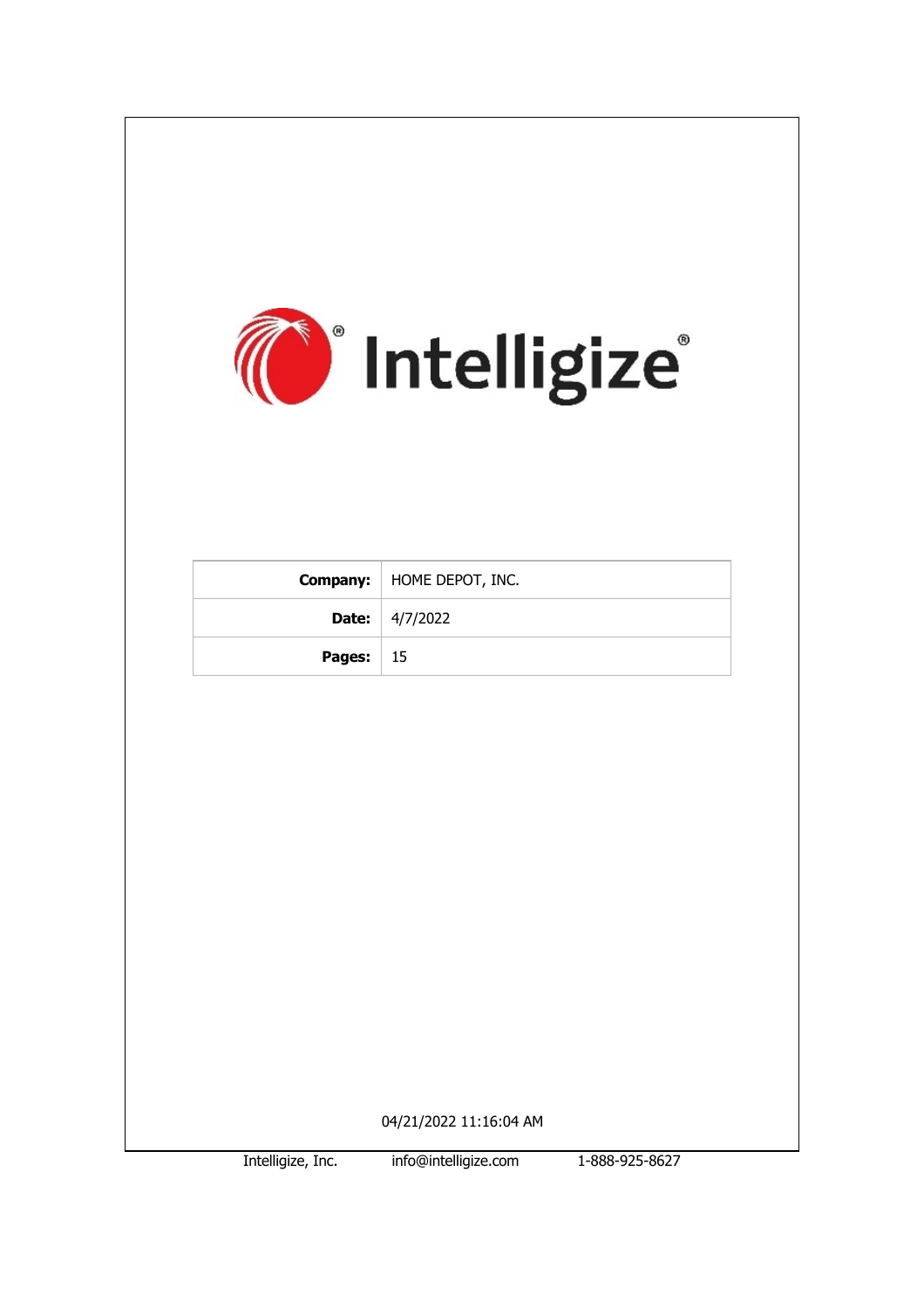Intelligize®

| Company: | HOME DEPOT, INC. |
|---|---|
| Date: | 4/7/2022 |
| Pages: | 15 |

04/21/2022 11:16:04 AM

Intelligize, Inc. info@intelligize.com 1-888-925-8627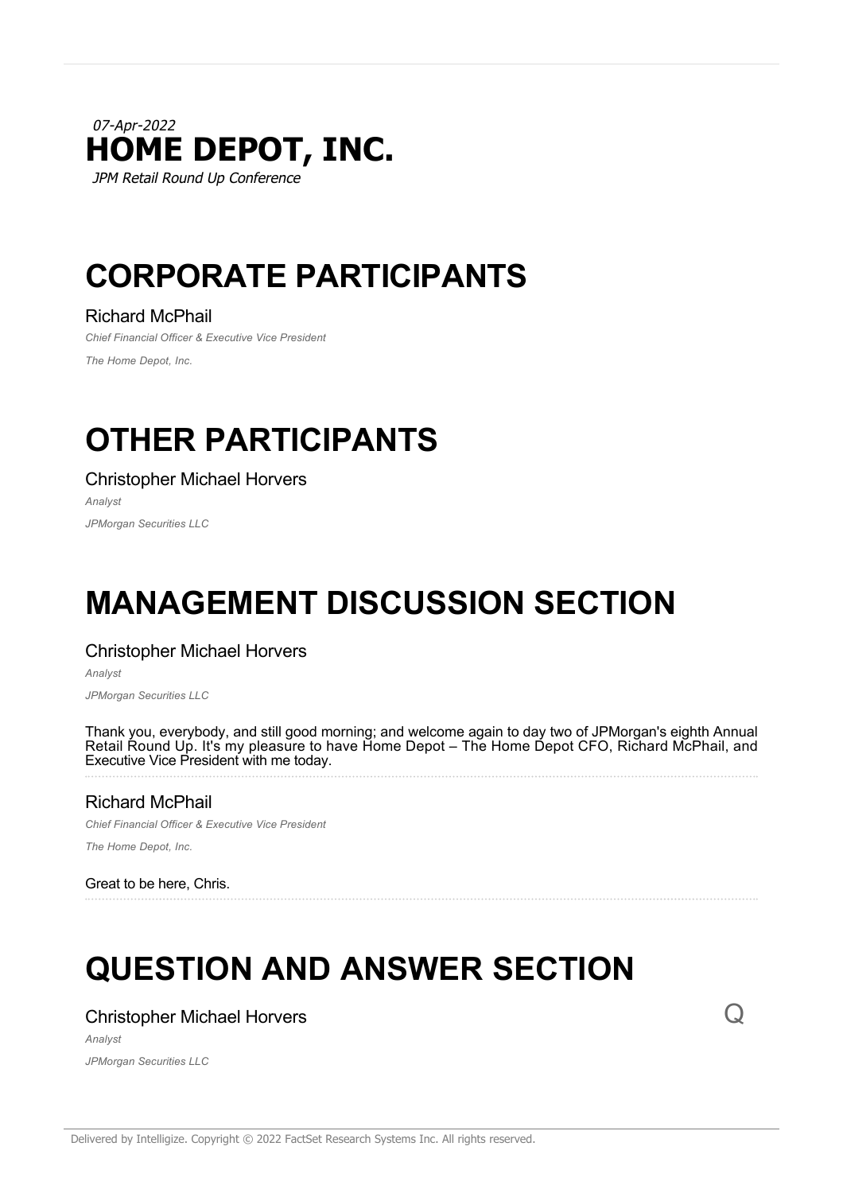*07-Apr-2022*

# HOME DEPOT, INC.

*JPM Retail Round Up Conference*

# CORPORATE PARTICIPANTS

Richard McPhail

*Chief Financial Officer & Executive Vice President*

*The Home Depot, Inc.*

# OTHER PARTICIPANTS

Christopher Michael Horvers

*Analyst*

*JPMorgan Securities LLC*

# MANAGEMENT DISCUSSION SECTION

Christopher Michael Horvers

*Analyst*

*JPMorgan Securities LLC*

Thank you, everybody, and still good morning; and welcome again to day two of JPMorgan's eighth Annual Retail Round Up. It's my pleasure to have Home Depot – The Home Depot CFO, Richard McPhail, and Executive Vice President with me today.

Richard McPhail

*Chief Financial Officer & Executive Vice President*

*The Home Depot, Inc.*

Great to be here, Chris.

# QUESTION AND ANSWER SECTION

Christopher Michael Horvers **Q**

*Analyst*

*JPMorgan Securities LLC*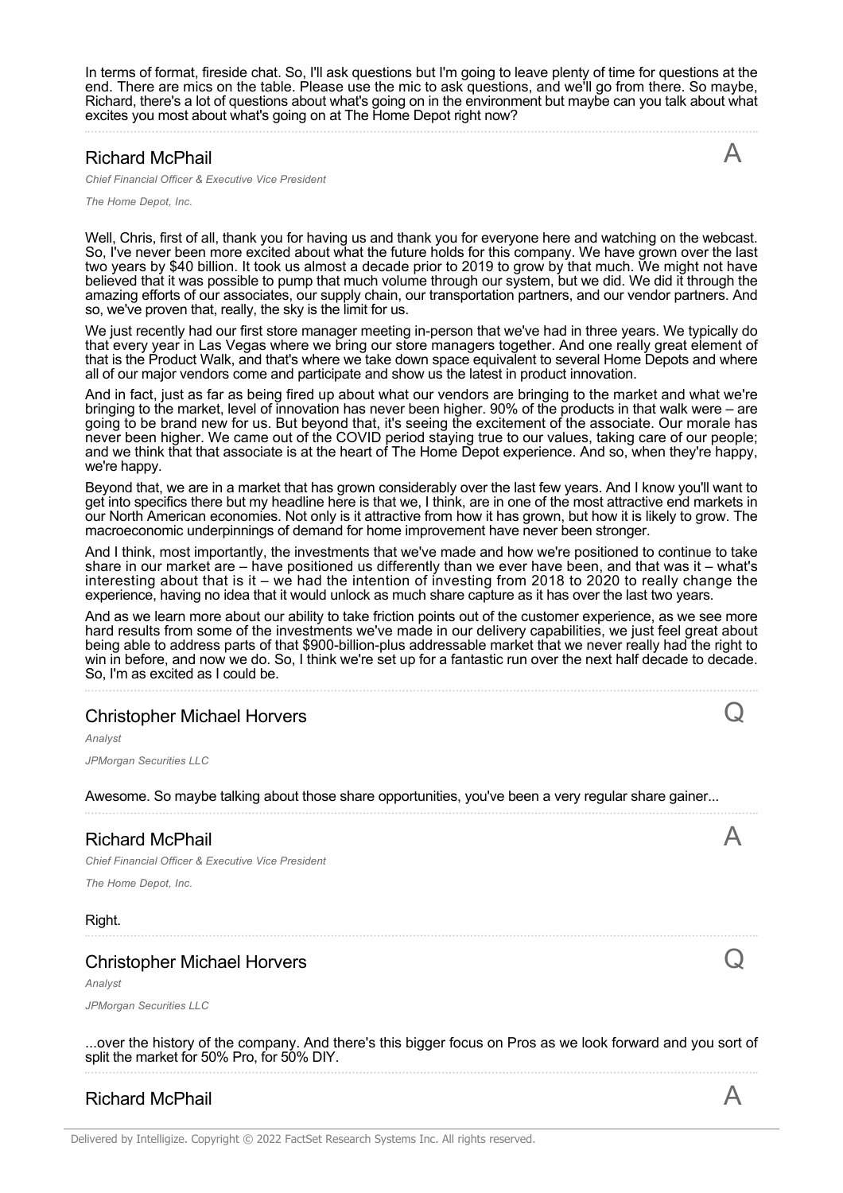In terms of format, fireside chat. So, I'll ask questions but I'm going to leave plenty of time for questions at the end. There are mics on the table. Please use the mic to ask questions, and we'll go from there. So maybe, Richard, there's a lot of questions about what's going on in the environment but maybe can you talk about what excites you most about what's going on at The Home Depot right now?

## Richard McPhail

*Chief Financial Officer & Executive Vice President*

*The Home Depot, Inc.*

**A**

Well, Chris, first of all, thank you for having us and thank you for everyone here and watching on the webcast. So, I've never been more excited about what the future holds for this company. We have grown over the last two years by $40 billion. It took us almost a decade prior to 2019 to grow by that much. We might not have believed that it was possible to pump that much volume through our system, but we did. We did it through the amazing efforts of our associates, our supply chain, our transportation partners, and our vendor partners. And so, we've proven that, really, the sky is the limit for us.

We just recently had our first store manager meeting in-person that we've had in three years. We typically do that every year in Las Vegas where we bring our store managers together. And one really great element of that is the Product Walk, and that's where we take down space equivalent to several Home Depots and where all of our major vendors come and participate and show us the latest in product innovation.

And in fact, just as far as being fired up about what our vendors are bringing to the market and what we're bringing to the market, level of innovation has never been higher. 90% of the products in that walk were – are going to be brand new for us. But beyond that, it's seeing the excitement of the associate. Our morale has never been higher. We came out of the COVID period staying true to our values, taking care of our people; and we think that that associate is at the heart of The Home Depot experience. And so, when they're happy, we're happy.

Beyond that, we are in a market that has grown considerably over the last few years. And I know you'll want to get into specifics there but my headline here is that we, I think, are in one of the most attractive end markets in our North American economies. Not only is it attractive from how it has grown, but how it is likely to grow. The macroeconomic underpinnings of demand for home improvement have never been stronger.

And I think, most importantly, the investments that we've made and how we're positioned to continue to take share in our market are – have positioned us differently than we ever have been, and that was it – what's interesting about that is it – we had the intention of investing from 2018 to 2020 to really change the experience, having no idea that it would unlock as much share capture as it has over the last two years.

And as we learn more about our ability to take friction points out of the customer experience, as we see more hard results from some of the investments we've made in our delivery capabilities, we just feel great about being able to address parts of that $900-billion-plus addressable market that we never really had the right to win in before, and now we do. So, I think we're set up for a fantastic run over the next half decade to decade. So, I'm as excited as I could be.

## Christopher Michael Horvers

*Analyst*

*JPMorgan Securities LLC*

**Q**

Awesome. So maybe talking about those share opportunities, you've been a very regular share gainer...

## Richard McPhail

*Chief Financial Officer & Executive Vice President*

*The Home Depot, Inc.*

**A**

Right.

## Christopher Michael Horvers

*Analyst*

*JPMorgan Securities LLC*

**Q**

...over the history of the company. And there's this bigger focus on Pros as we look forward and you sort of split the market for 50% Pro, for 50% DIY.

## Richard McPhail

**A**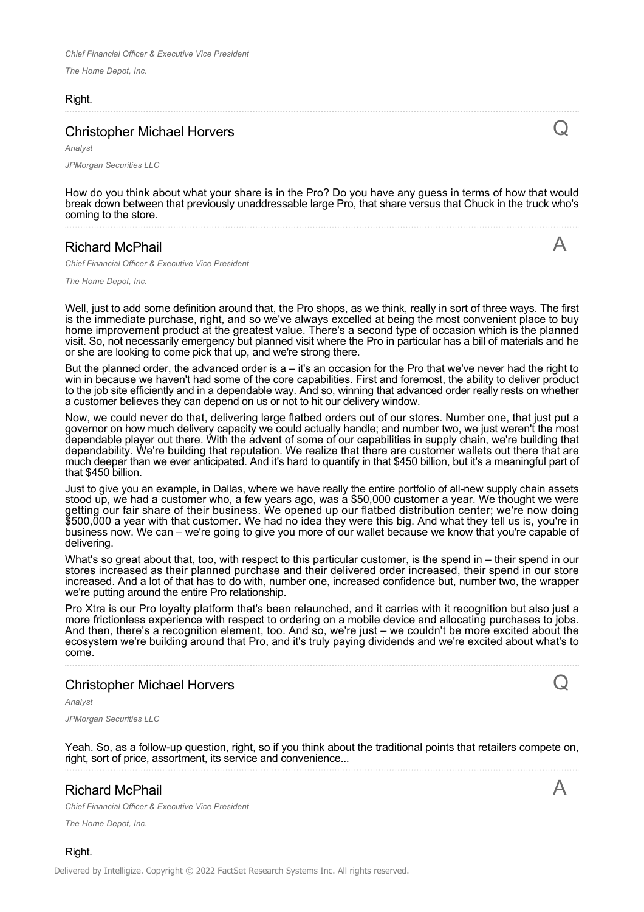*Chief Financial Officer & Executive Vice President*

*The Home Depot, Inc.*

Right.

## Christopher Michael Horvers

*Analyst*

*JPMorgan Securities LLC*

Q

How do you think about what your share is in the Pro? Do you have any guess in terms of how that would break down between that previously unaddressable large Pro, that share versus that Chuck in the truck who's coming to the store.

## Richard McPhail

*Chief Financial Officer & Executive Vice President*

*The Home Depot, Inc.*

A

Well, just to add some definition around that, the Pro shops, as we think, really in sort of three ways. The first is the immediate purchase, right, and so we've always excelled at being the most convenient place to buy home improvement product at the greatest value. There's a second type of occasion which is the planned visit. So, not necessarily emergency but planned visit where the Pro in particular has a bill of materials and he or she are looking to come pick that up, and we're strong there.

But the planned order, the advanced order is a – it's an occasion for the Pro that we've never had the right to win in because we haven't had some of the core capabilities. First and foremost, the ability to deliver product to the job site efficiently and in a dependable way. And so, winning that advanced order really rests on whether a customer believes they can depend on us or not to hit our delivery window.

Now, we could never do that, delivering large flatbed orders out of our stores. Number one, that just put a governor on how much delivery capacity we could actually handle; and number two, we just weren't the most dependable player out there. With the advent of some of our capabilities in supply chain, we're building that dependability. We're building that reputation. We realize that there are customer wallets out there that are much deeper than we ever anticipated. And it's hard to quantify in that $450 billion, but it's a meaningful part of that $450 billion.

Just to give you an example, in Dallas, where we have really the entire portfolio of all-new supply chain assets stood up, we had a customer who, a few years ago, was a $50,000 customer a year. We thought we were getting our fair share of their business. We opened up our flatbed distribution center; we're now doing $500,000 a year with that customer. We had no idea they were this big. And what they tell us is, you're in business now. We can – we're going to give you more of our wallet because we know that you're capable of delivering.

What's so great about that, too, with respect to this particular customer, is the spend in – their spend in our stores increased as their planned purchase and their delivered order increased, their spend in our store increased. And a lot of that has to do with, number one, increased confidence but, number two, the wrapper we're putting around the entire Pro relationship.

Pro Xtra is our Pro loyalty platform that's been relaunched, and it carries with it recognition but also just a more frictionless experience with respect to ordering on a mobile device and allocating purchases to jobs. And then, there's a recognition element, too. And so, we're just – we couldn't be more excited about the ecosystem we're building around that Pro, and it's truly paying dividends and we're excited about what's to come.

## Christopher Michael Horvers

*Analyst*

*JPMorgan Securities LLC*

Q

Yeah. So, as a follow-up question, right, so if you think about the traditional points that retailers compete on, right, sort of price, assortment, its service and convenience...

## Richard McPhail

*Chief Financial Officer & Executive Vice President*

*The Home Depot, Inc.*

A

Right.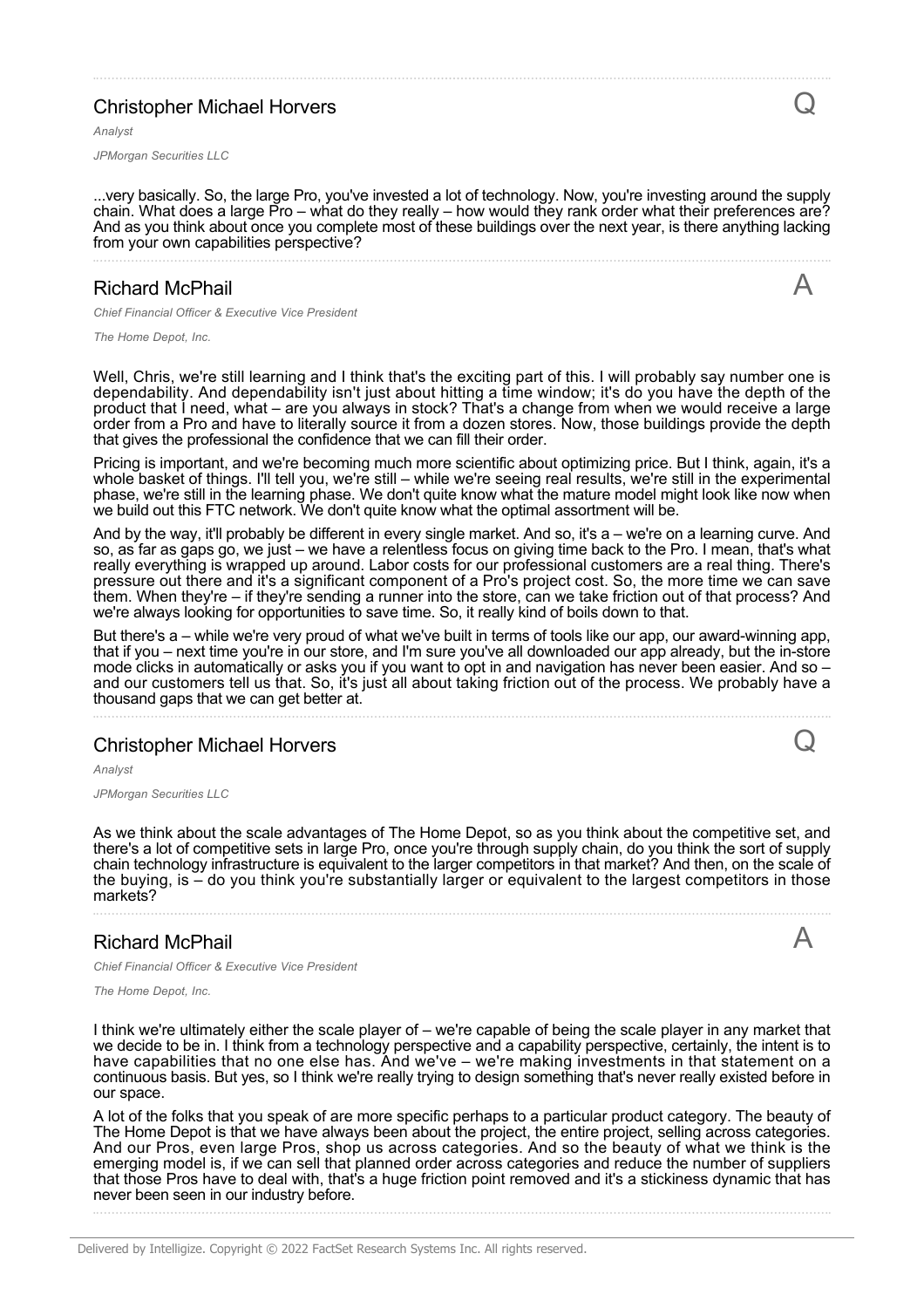## Christopher Michael Horvers

*Analyst*

*JPMorgan Securities LLC*

Q

...very basically. So, the large Pro, you've invested a lot of technology. Now, you're investing around the supply chain. What does a large Pro – what do they really – how would they rank order what their preferences are? And as you think about once you complete most of these buildings over the next year, is there anything lacking from your own capabilities perspective?

## Richard McPhail

*Chief Financial Officer & Executive Vice President*

*The Home Depot, Inc.*

A

Well, Chris, we're still learning and I think that's the exciting part of this. I will probably say number one is dependability. And dependability isn't just about hitting a time window; it's do you have the depth of the product that I need, what – are you always in stock? That's a change from when we would receive a large order from a Pro and have to literally source it from a dozen stores. Now, those buildings provide the depth that gives the professional the confidence that we can fill their order.

Pricing is important, and we're becoming much more scientific about optimizing price. But I think, again, it's a whole basket of things. I'll tell you, we're still – while we're seeing real results, we're still in the experimental phase, we're still in the learning phase. We don't quite know what the mature model might look like now when we build out this FTC network. We don't quite know what the optimal assortment will be.

And by the way, it'll probably be different in every single market. And so, it's a – we're on a learning curve. And so, as far as gaps go, we just – we have a relentless focus on giving time back to the Pro. I mean, that's what really everything is wrapped up around. Labor costs for our professional customers are a real thing. There's pressure out there and it's a significant component of a Pro's project cost. So, the more time we can save them. When they're – if they're sending a runner into the store, can we take friction out of that process? And we're always looking for opportunities to save time. So, it really kind of boils down to that.

But there's a – while we're very proud of what we've built in terms of tools like our app, our award-winning app, that if you – next time you're in our store, and I'm sure you've all downloaded our app already, but the in-store mode clicks in automatically or asks you if you want to opt in and navigation has never been easier. And so – and our customers tell us that. So, it's just all about taking friction out of the process. We probably have a thousand gaps that we can get better at.

## Christopher Michael Horvers

*Analyst*

*JPMorgan Securities LLC*

Q

As we think about the scale advantages of The Home Depot, so as you think about the competitive set, and there's a lot of competitive sets in large Pro, once you're through supply chain, do you think the sort of supply chain technology infrastructure is equivalent to the larger competitors in that market? And then, on the scale of the buying, is – do you think you're substantially larger or equivalent to the largest competitors in those markets?

## Richard McPhail

*Chief Financial Officer & Executive Vice President*

*The Home Depot, Inc.*

A

I think we're ultimately either the scale player of – we're capable of being the scale player in any market that we decide to be in. I think from a technology perspective and a capability perspective, certainly, the intent is to have capabilities that no one else has. And we've – we're making investments in that statement on a continuous basis. But yes, so I think we're really trying to design something that's never really existed before in our space.

A lot of the folks that you speak of are more specific perhaps to a particular product category. The beauty of The Home Depot is that we have always been about the project, the entire project, selling across categories. And our Pros, even large Pros, shop us across categories. And so the beauty of what we think is the emerging model is, if we can sell that planned order across categories and reduce the number of suppliers that those Pros have to deal with, that's a huge friction point removed and it's a stickiness dynamic that has never been seen in our industry before.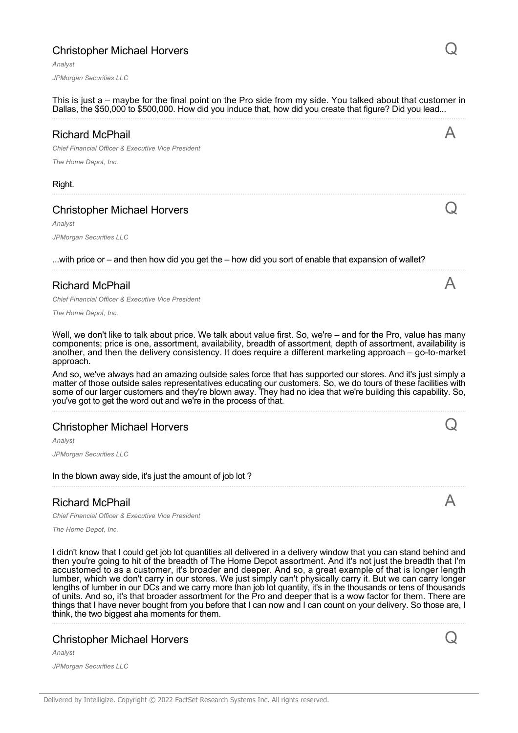## Christopher Michael Horvers

*Analyst*

*JPMorgan Securities LLC*

This is just a – maybe for the final point on the Pro side from my side. You talked about that customer in Dallas, the $50,000 to $500,000. How did you induce that, how did you create that figure? Did you lead...

Q

## Richard McPhail

*Chief Financial Officer & Executive Vice President*

*The Home Depot, Inc.*

Right.

A

## Christopher Michael Horvers

*Analyst*

*JPMorgan Securities LLC*

...with price or – and then how did you get the – how did you sort of enable that expansion of wallet?

Q

## Richard McPhail

*Chief Financial Officer & Executive Vice President*

*The Home Depot, Inc.*

Well, we don't like to talk about price. We talk about value first. So, we're – and for the Pro, value has many components; price is one, assortment, availability, breadth of assortment, depth of assortment, availability is another, and then the delivery consistency. It does require a different marketing approach – go-to-market approach.

And so, we've always had an amazing outside sales force that has supported our stores. And it's just simply a matter of those outside sales representatives educating our customers. So, we do tours of these facilities with some of our larger customers and they're blown away. They had no idea that we're building this capability. So, you've got to get the word out and we're in the process of that.

A

## Christopher Michael Horvers

*Analyst*

*JPMorgan Securities LLC*

In the blown away side, it's just the amount of job lot ?

Q

## Richard McPhail

*Chief Financial Officer & Executive Vice President*

*The Home Depot, Inc.*

I didn't know that I could get job lot quantities all delivered in a delivery window that you can stand behind and then you're going to hit of the breadth of The Home Depot assortment. And it's not just the breadth that I'm accustomed to as a customer, it's broader and deeper. And so, a great example of that is longer length lumber, which we don't carry in our stores. We just simply can't physically carry it. But we can carry longer lengths of lumber in our DCs and we carry more than job lot quantity, it's in the thousands or tens of thousands of units. And so, it's that broader assortment for the Pro and deeper that is a wow factor for them. There are things that I have never bought from you before that I can now and I can count on your delivery. So those are, I think, the two biggest aha moments for them.

A

## Christopher Michael Horvers

*Analyst*

*JPMorgan Securities LLC*

Q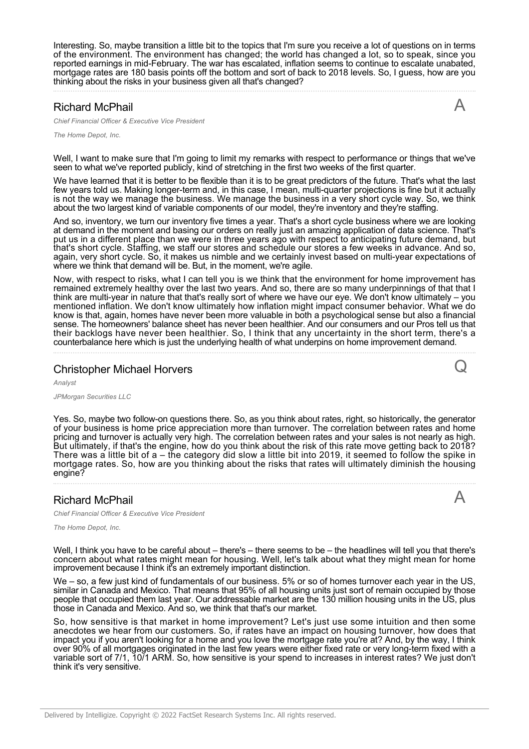Interesting. So, maybe transition a little bit to the topics that I'm sure you receive a lot of questions on in terms of the environment. The environment has changed; the world has changed a lot, so to speak, since you reported earnings in mid-February. The war has escalated, inflation seems to continue to escalate unabated, mortgage rates are 180 basis points off the bottom and sort of back to 2018 levels. So, I guess, how are you thinking about the risks in your business given all that's changed?

## Richard McPhail

*Chief Financial Officer & Executive Vice President*

*The Home Depot, Inc.*

**A**

Well, I want to make sure that I'm going to limit my remarks with respect to performance or things that we've seen to what we've reported publicly, kind of stretching in the first two weeks of the first quarter.

We have learned that it is better to be flexible than it is to be great predictors of the future. That's what the last few years told us. Making longer-term and, in this case, I mean, multi-quarter projections is fine but it actually is not the way we manage the business. We manage the business in a very short cycle way. So, we think about the two largest kind of variable components of our model, they're inventory and they're staffing.

And so, inventory, we turn our inventory five times a year. That's a short cycle business where we are looking at demand in the moment and basing our orders on really just an amazing application of data science. That's put us in a different place than we were in three years ago with respect to anticipating future demand, but that's short cycle. Staffing, we staff our stores and schedule our stores a few weeks in advance. And so, again, very short cycle. So, it makes us nimble and we certainly invest based on multi-year expectations of where we think that demand will be. But, in the moment, we're agile.

Now, with respect to risks, what I can tell you is we think that the environment for home improvement has remained extremely healthy over the last two years. And so, there are so many underpinnings of that that I think are multi-year in nature that that's really sort of where we have our eye. We don't know ultimately – you mentioned inflation. We don't know ultimately how inflation might impact consumer behavior. What we do know is that, again, homes have never been more valuable in both a psychological sense but also a financial sense. The homeowners' balance sheet has never been healthier. And our consumers and our Pros tell us that their backlogs have never been healthier. So, I think that any uncertainty in the short term, there's a counterbalance here which is just the underlying health of what underpins on home improvement demand.

## Christopher Michael Horvers

*Analyst*

*JPMorgan Securities LLC*

**Q**

Yes. So, maybe two follow-on questions there. So, as you think about rates, right, so historically, the generator of your business is home price appreciation more than turnover. The correlation between rates and home pricing and turnover is actually very high. The correlation between rates and your sales is not nearly as high. But ultimately, if that's the engine, how do you think about the risk of this rate move getting back to 2018? There was a little bit of a – the category did slow a little bit into 2019, it seemed to follow the spike in mortgage rates. So, how are you thinking about the risks that rates will ultimately diminish the housing engine?

## Richard McPhail

*Chief Financial Officer & Executive Vice President*

*The Home Depot, Inc.*

**A**

Well, I think you have to be careful about – there's – there seems to be – the headlines will tell you that there's concern about what rates might mean for housing. Well, let's talk about what they might mean for home improvement because I think it's an extremely important distinction.

We – so, a few just kind of fundamentals of our business. 5% or so of homes turnover each year in the US, similar in Canada and Mexico. That means that 95% of all housing units just sort of remain occupied by those people that occupied them last year. Our addressable market are the 130 million housing units in the US, plus those in Canada and Mexico. And so, we think that that's our market.

So, how sensitive is that market in home improvement? Let's just use some intuition and then some anecdotes we hear from our customers. So, if rates have an impact on housing turnover, how does that impact you if you aren't looking for a home and you love the mortgage rate you're at? And, by the way, I think over 90% of all mortgages originated in the last few years were either fixed rate or very long-term fixed with a variable sort of 7/1, 10/1 ARM. So, how sensitive is your spend to increases in interest rates? We just don't think it's very sensitive.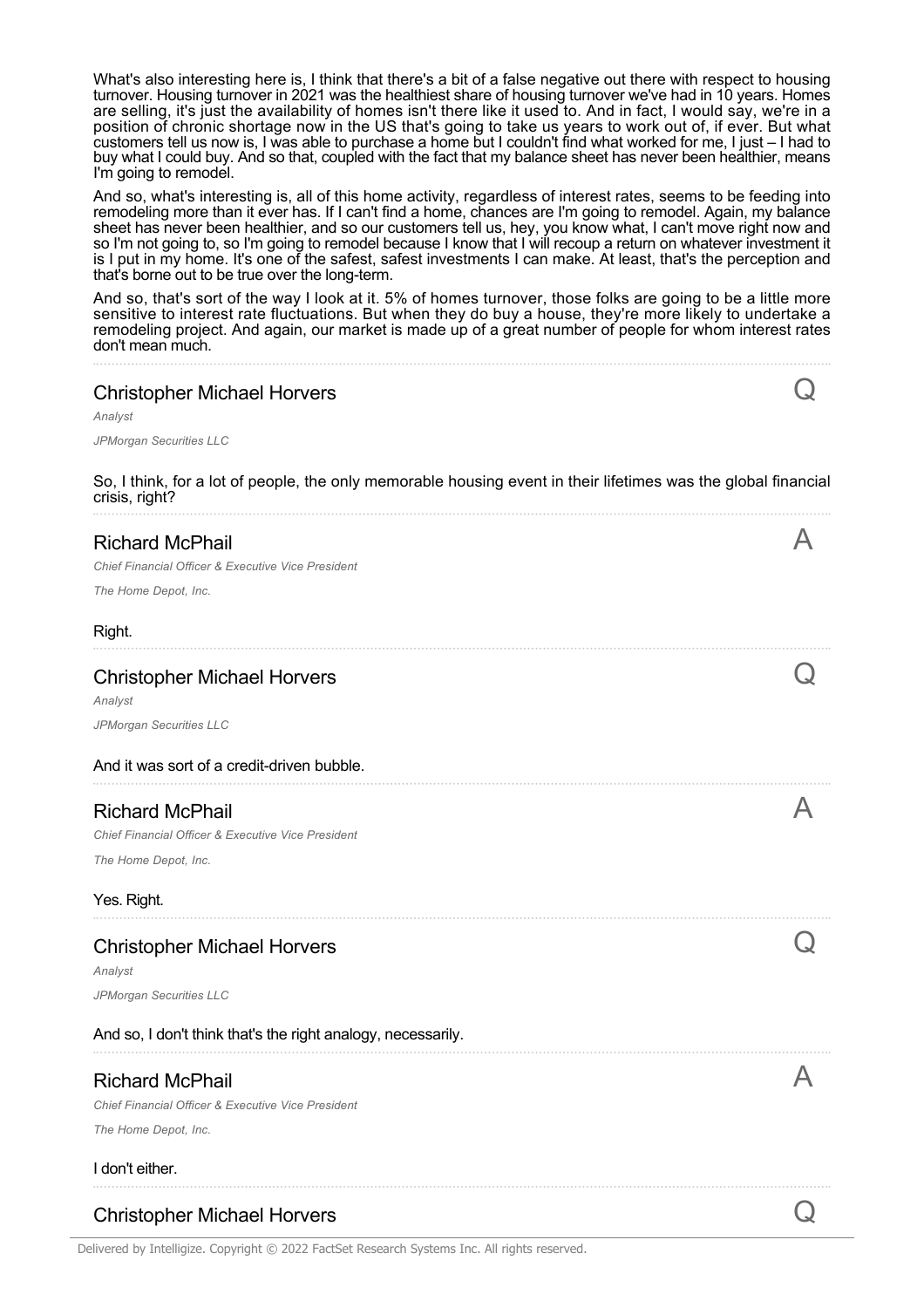What's also interesting here is, I think that there's a bit of a false negative out there with respect to housing turnover. Housing turnover in 2021 was the healthiest share of housing turnover we've had in 10 years. Homes are selling, it's just the availability of homes isn't there like it used to. And in fact, I would say, we're in a position of chronic shortage now in the US that's going to take us years to work out of, if ever. But what customers tell us now is, I was able to purchase a home but I couldn't find what worked for me, I just – I had to buy what I could buy. And so that, coupled with the fact that my balance sheet has never been healthier, means I'm going to remodel.

And so, what's interesting is, all of this home activity, regardless of interest rates, seems to be feeding into remodeling more than it ever has. If I can't find a home, chances are I'm going to remodel. Again, my balance sheet has never been healthier, and so our customers tell us, hey, you know what, I can't move right now and so I'm not going to, so I'm going to remodel because I know that I will recoup a return on whatever investment it is I put in my home. It's one of the safest, safest investments I can make. At least, that's the perception and that's borne out to be true over the long-term.

And so, that's sort of the way I look at it. 5% of homes turnover, those folks are going to be a little more sensitive to interest rate fluctuations. But when they do buy a house, they're more likely to undertake a remodeling project. And again, our market is made up of a great number of people for whom interest rates don't mean much.

## Christopher Michael Horvers

*Analyst*

*JPMorgan Securities LLC*

Q

So, I think, for a lot of people, the only memorable housing event in their lifetimes was the global financial crisis, right?

## Richard McPhail

*Chief Financial Officer & Executive Vice President*

*The Home Depot, Inc.*

A

Right.

## Christopher Michael Horvers

*Analyst*

*JPMorgan Securities LLC*

Q

And it was sort of a credit-driven bubble.

## Richard McPhail

*Chief Financial Officer & Executive Vice President*

*The Home Depot, Inc.*

A

Yes. Right.

## Christopher Michael Horvers

*Analyst*

*JPMorgan Securities LLC*

Q

And so, I don't think that's the right analogy, necessarily.

## Richard McPhail

*Chief Financial Officer & Executive Vice President*

*The Home Depot, Inc.*

A

I don't either.

## Christopher Michael Horvers

Q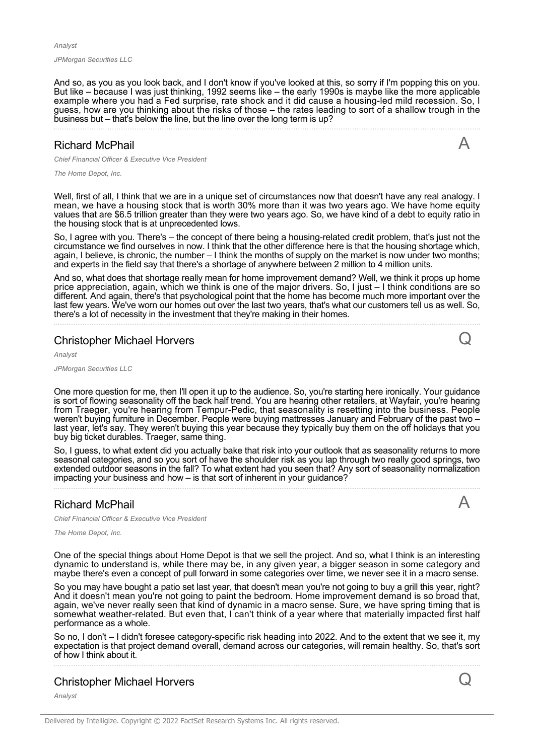*Analyst*

*JPMorgan Securities LLC*

And so, as you as you look back, and I don't know if you've looked at this, so sorry if I'm popping this on you. But like – because I was just thinking, 1992 seems like – the early 1990s is maybe like the more applicable example where you had a Fed surprise, rate shock and it did cause a housing-led mild recession. So, I guess, how are you thinking about the risks of those – the rates leading to sort of a shallow trough in the business but – that's below the line, but the line over the long term is up?

## Richard McPhail

A

*Chief Financial Officer & Executive Vice President*

*The Home Depot, Inc.*

Well, first of all, I think that we are in a unique set of circumstances now that doesn't have any real analogy. I mean, we have a housing stock that is worth 30% more than it was two years ago. We have home equity values that are $6.5 trillion greater than they were two years ago. So, we have kind of a debt to equity ratio in the housing stock that is at unprecedented lows.

So, I agree with you. There's – the concept of there being a housing-related credit problem, that's just not the circumstance we find ourselves in now. I think that the other difference here is that the housing shortage which, again, I believe, is chronic, the number – I think the months of supply on the market is now under two months; and experts in the field say that there's a shortage of anywhere between 2 million to 4 million units.

And so, what does that shortage really mean for home improvement demand? Well, we think it props up home price appreciation, again, which we think is one of the major drivers. So, I just – I think conditions are so different. And again, there's that psychological point that the home has become much more important over the last few years. We've worn our homes out over the last two years, that's what our customers tell us as well. So, there's a lot of necessity in the investment that they're making in their homes.

## Christopher Michael Horvers

Q

*Analyst*

*JPMorgan Securities LLC*

One more question for me, then I'll open it up to the audience. So, you're starting here ironically. Your guidance is sort of flowing seasonality off the back half trend. You are hearing other retailers, at Wayfair, you're hearing from Traeger, you're hearing from Tempur-Pedic, that seasonality is resetting into the business. People weren't buying furniture in December. People were buying mattresses January and February of the past two – last year, let's say. They weren't buying this year because they typically buy them on the off holidays that you buy big ticket durables. Traeger, same thing.

So, I guess, to what extent did you actually bake that risk into your outlook that as seasonality returns to more seasonal categories, and so you sort of have the shoulder risk as you lap through two really good springs, two extended outdoor seasons in the fall? To what extent had you seen that? Any sort of seasonality normalization impacting your business and how – is that sort of inherent in your guidance?

## Richard McPhail

A

*Chief Financial Officer & Executive Vice President*

*The Home Depot, Inc.*

One of the special things about Home Depot is that we sell the project. And so, what I think is an interesting dynamic to understand is, while there may be, in any given year, a bigger season in some category and maybe there's even a concept of pull forward in some categories over time, we never see it in a macro sense.

So you may have bought a patio set last year, that doesn't mean you're not going to buy a grill this year, right? And it doesn't mean you're not going to paint the bedroom. Home improvement demand is so broad that, again, we've never really seen that kind of dynamic in a macro sense. Sure, we have spring timing that is somewhat weather-related. But even that, I can't think of a year where that materially impacted first half performance as a whole.

So no, I don't – I didn't foresee category-specific risk heading into 2022. And to the extent that we see it, my expectation is that project demand overall, demand across our categories, will remain healthy. So, that's sort of how I think about it.

## Christopher Michael Horvers

Q

*Analyst*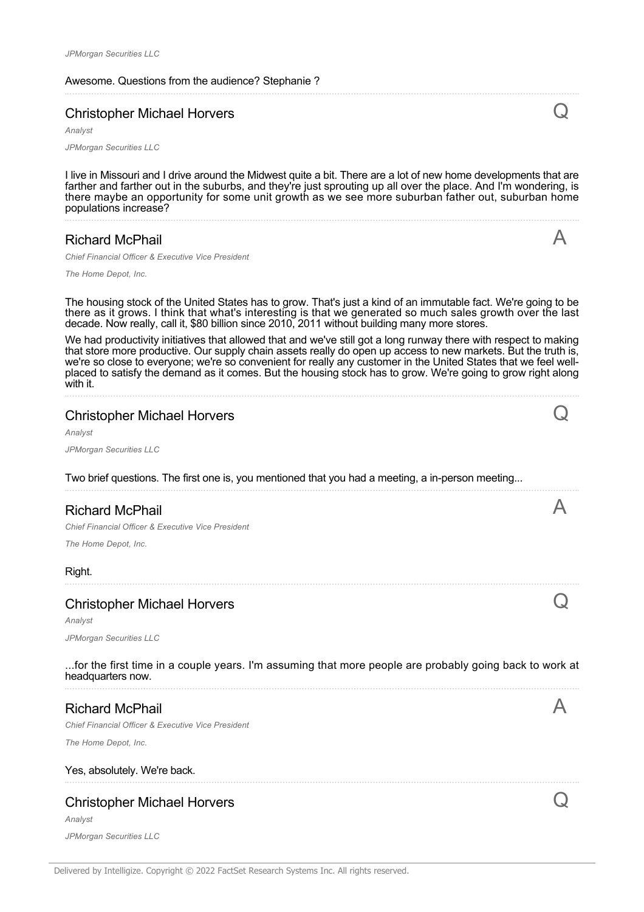*JPMorgan Securities LLC*

Awesome. Questions from the audience? Stephanie ?

---

### Christopher Michael Horvers

*Analyst*

*JPMorgan Securities LLC*

Q

I live in Missouri and I drive around the Midwest quite a bit. There are a lot of new home developments that are farther and farther out in the suburbs, and they're just sprouting up all over the place. And I'm wondering, is there maybe an opportunity for some unit growth as we see more suburban father out, suburban home populations increase?

---

### Richard McPhail

*Chief Financial Officer & Executive Vice President*

*The Home Depot, Inc.*

A

The housing stock of the United States has to grow. That's just a kind of an immutable fact. We're going to be there as it grows. I think that what's interesting is that we generated so much sales growth over the last decade. Now really, call it, $80 billion since 2010, 2011 without building many more stores.

We had productivity initiatives that allowed that and we've still got a long runway there with respect to making that store more productive. Our supply chain assets really do open up access to new markets. But the truth is, we're so close to everyone; we're so convenient for really any customer in the United States that we feel well-placed to satisfy the demand as it comes. But the housing stock has to grow. We're going to grow right along with it.

---

### Christopher Michael Horvers

*Analyst*

*JPMorgan Securities LLC*

Q

Two brief questions. The first one is, you mentioned that you had a meeting, a in-person meeting...

---

### Richard McPhail

*Chief Financial Officer & Executive Vice President*

*The Home Depot, Inc.*

A

Right.

---

### Christopher Michael Horvers

*Analyst*

*JPMorgan Securities LLC*

Q

...for the first time in a couple years. I'm assuming that more people are probably going back to work at headquarters now.

---

### Richard McPhail

*Chief Financial Officer & Executive Vice President*

*The Home Depot, Inc.*

A

Yes, absolutely. We're back.

---

### Christopher Michael Horvers

*Analyst*

*JPMorgan Securities LLC*

Q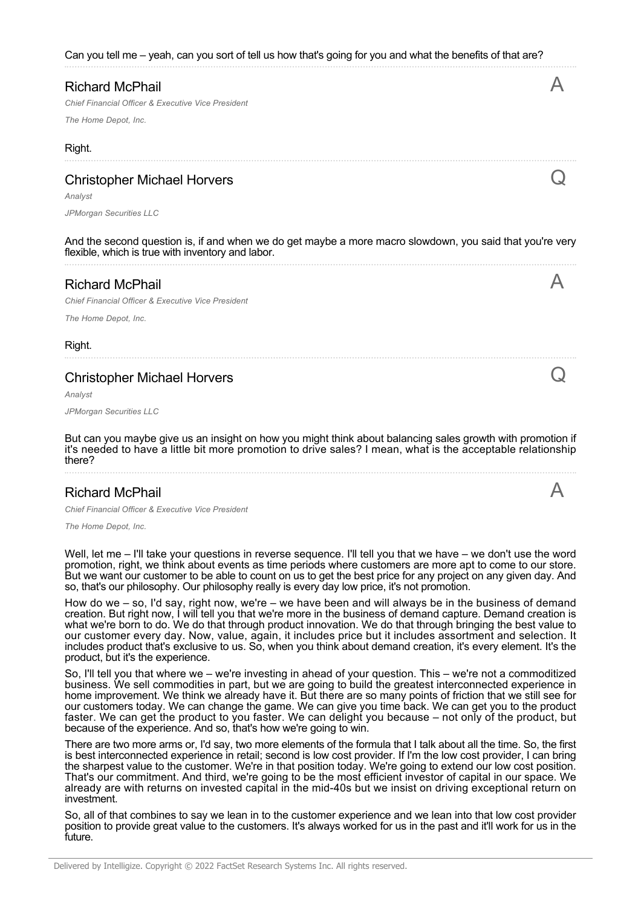Can you tell me – yeah, can you sort of tell us how that's going for you and what the benefits of that are?

## Richard McPhail

*Chief Financial Officer & Executive Vice President*

*The Home Depot, Inc.*

A

Right.

## Christopher Michael Horvers

*Analyst*

*JPMorgan Securities LLC*

Q

And the second question is, if and when we do get maybe a more macro slowdown, you said that you're very flexible, which is true with inventory and labor.

## Richard McPhail

*Chief Financial Officer & Executive Vice President*

*The Home Depot, Inc.*

A

Right.

## Christopher Michael Horvers

*Analyst*

*JPMorgan Securities LLC*

Q

But can you maybe give us an insight on how you might think about balancing sales growth with promotion if it's needed to have a little bit more promotion to drive sales? I mean, what is the acceptable relationship there?

## Richard McPhail

*Chief Financial Officer & Executive Vice President*

*The Home Depot, Inc.*

A

Well, let me – I'll take your questions in reverse sequence. I'll tell you that we have – we don't use the word promotion, right, we think about events as time periods where customers are more apt to come to our store. But we want our customer to be able to count on us to get the best price for any project on any given day. And so, that's our philosophy. Our philosophy really is every day low price, it's not promotion.

How do we – so, I'd say, right now, we're – we have been and will always be in the business of demand creation. But right now, I will tell you that we're more in the business of demand capture. Demand creation is what we're born to do. We do that through product innovation. We do that through bringing the best value to our customer every day. Now, value, again, it includes price but it includes assortment and selection. It includes product that's exclusive to us. So, when you think about demand creation, it's every element. It's the product, but it's the experience.

So, I'll tell you that where we – we're investing in ahead of your question. This – we're not a commoditized business. We sell commodities in part, but we are going to build the greatest interconnected experience in home improvement. We think we already have it. But there are so many points of friction that we still see for our customers today. We can change the game. We can give you time back. We can get you to the product faster. We can get the product to you faster. We can delight you because – not only of the product, but because of the experience. And so, that's how we're going to win.

There are two more arms or, I'd say, two more elements of the formula that I talk about all the time. So, the first is best interconnected experience in retail; second is low cost provider. If I'm the low cost provider, I can bring the sharpest value to the customer. We're in that position today. We're going to extend our low cost position. That's our commitment. And third, we're going to be the most efficient investor of capital in our space. We already are with returns on invested capital in the mid-40s but we insist on driving exceptional return on investment.

So, all of that combines to say we lean in to the customer experience and we lean into that low cost provider position to provide great value to the customers. It's always worked for us in the past and it'll work for us in the future.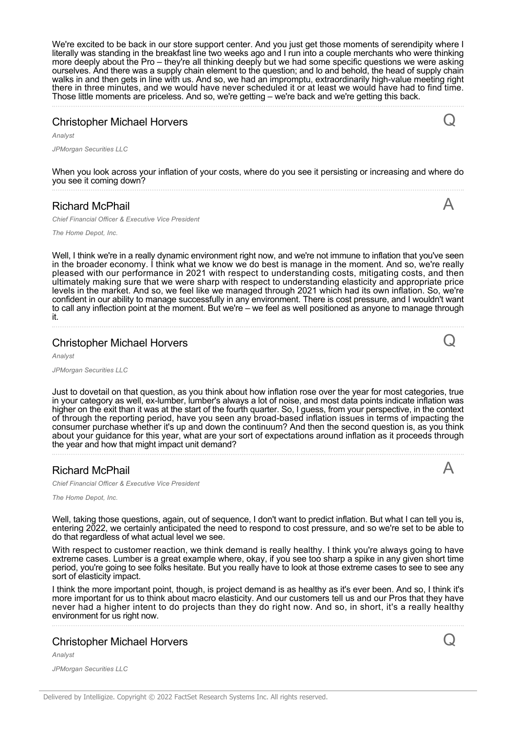We're excited to be back in our store support center. And you just get those moments of serendipity where I literally was standing in the breakfast line two weeks ago and I run into a couple merchants who were thinking more deeply about the Pro – they're all thinking deeply but we had some specific questions we were asking ourselves. And there was a supply chain element to the question; and lo and behold, the head of supply chain walks in and then gets in line with us. And so, we had an impromptu, extraordinarily high-value meeting right there in three minutes, and we would have never scheduled it or at least we would have had to find time. Those little moments are priceless. And so, we're getting – we're back and we're getting this back.

## Christopher Michael Horvers — Q

*Analyst*

*JPMorgan Securities LLC*

When you look across your inflation of your costs, where do you see it persisting or increasing and where do you see it coming down?

## Richard McPhail — A

*Chief Financial Officer & Executive Vice President*

*The Home Depot, Inc.*

Well, I think we're in a really dynamic environment right now, and we're not immune to inflation that you've seen in the broader economy. I think what we know we do best is manage in the moment. And so, we're really pleased with our performance in 2021 with respect to understanding costs, mitigating costs, and then ultimately making sure that we were sharp with respect to understanding elasticity and appropriate price levels in the market. And so, we feel like we managed through 2021 which had its own inflation. So, we're confident in our ability to manage successfully in any environment. There is cost pressure, and I wouldn't want to call any inflection point at the moment. But we're – we feel as well positioned as anyone to manage through it.

## Christopher Michael Horvers — Q

*Analyst*

*JPMorgan Securities LLC*

Just to dovetail on that question, as you think about how inflation rose over the year for most categories, true in your category as well, ex-lumber, lumber's always a lot of noise, and most data points indicate inflation was higher on the exit than it was at the start of the fourth quarter. So, I guess, from your perspective, in the context of through the reporting period, have you seen any broad-based inflation issues in terms of impacting the consumer purchase whether it's up and down the continuum? And then the second question is, as you think about your guidance for this year, what are your sort of expectations around inflation as it proceeds through the year and how that might impact unit demand?

## Richard McPhail — A

*Chief Financial Officer & Executive Vice President*

*The Home Depot, Inc.*

Well, taking those questions, again, out of sequence, I don't want to predict inflation. But what I can tell you is, entering 2022, we certainly anticipated the need to respond to cost pressure, and so we're set to be able to do that regardless of what actual level we see.

With respect to customer reaction, we think demand is really healthy. I think you're always going to have extreme cases. Lumber is a great example where, okay, if you see too sharp a spike in any given short time period, you're going to see folks hesitate. But you really have to look at those extreme cases to see to see any sort of elasticity impact.

I think the more important point, though, is project demand is as healthy as it's ever been. And so, I think it's more important for us to think about macro elasticity. And our customers tell us and our Pros that they have never had a higher intent to do projects than they do right now. And so, in short, it's a really healthy environment for us right now.

## Christopher Michael Horvers — Q

*Analyst*

*JPMorgan Securities LLC*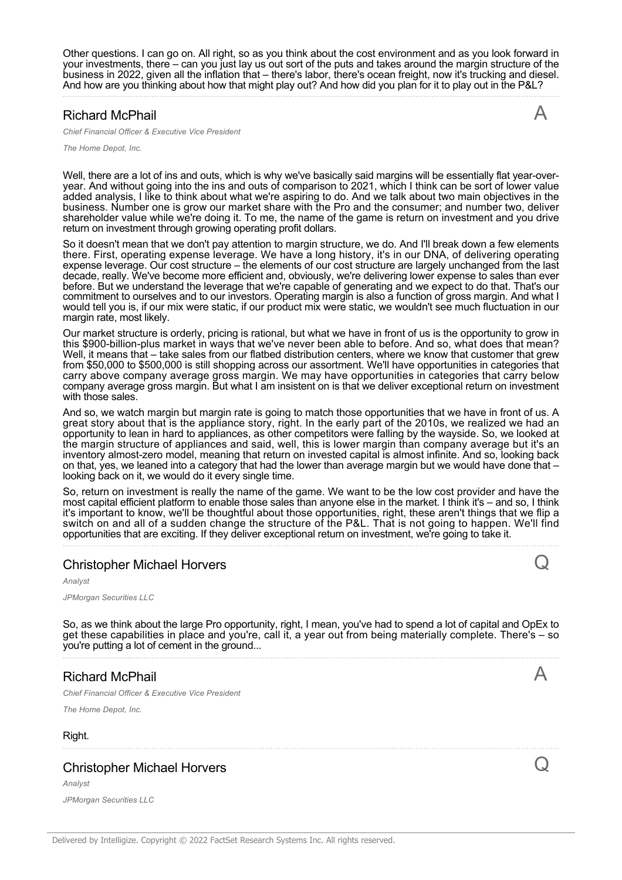Other questions. I can go on. All right, so as you think about the cost environment and as you look forward in your investments, there – can you just lay us out sort of the puts and takes around the margin structure of the business in 2022, given all the inflation that – there's labor, there's ocean freight, now it's trucking and diesel. And how are you thinking about how that might play out? And how did you plan for it to play out in the P&L?

## Richard McPhail — A

*Chief Financial Officer & Executive Vice President*

*The Home Depot, Inc.*

Well, there are a lot of ins and outs, which is why we've basically said margins will be essentially flat year-over-year. And without going into the ins and outs of comparison to 2021, which I think can be sort of lower value added analysis, I like to think about what we're aspiring to do. And we talk about two main objectives in the business. Number one is grow our market share with the Pro and the consumer; and number two, deliver shareholder value while we're doing it. To me, the name of the game is return on investment and you drive return on investment through growing operating profit dollars.

So it doesn't mean that we don't pay attention to margin structure, we do. And I'll break down a few elements there. First, operating expense leverage. We have a long history, it's in our DNA, of delivering operating expense leverage. Our cost structure – the elements of our cost structure are largely unchanged from the last decade, really. We've become more efficient and, obviously, we're delivering lower expense to sales than ever before. But we understand the leverage that we're capable of generating and we expect to do that. That's our commitment to ourselves and to our investors. Operating margin is also a function of gross margin. And what I would tell you is, if our mix were static, if our product mix were static, we wouldn't see much fluctuation in our margin rate, most likely.

Our market structure is orderly, pricing is rational, but what we have in front of us is the opportunity to grow in this $900-billion-plus market in ways that we've never been able to before. And so, what does that mean? Well, it means that – take sales from our flatbed distribution centers, where we know that customer that grew from $50,000 to $500,000 is still shopping across our assortment. We'll have opportunities in categories that carry above company average gross margin. We may have opportunities in categories that carry below company average gross margin. But what I am insistent on is that we deliver exceptional return on investment with those sales.

And so, we watch margin but margin rate is going to match those opportunities that we have in front of us. A great story about that is the appliance story, right. In the early part of the 2010s, we realized we had an opportunity to lean in hard to appliances, as other competitors were falling by the wayside. So, we looked at the margin structure of appliances and said, well, this is lower margin than company average but it's an inventory almost-zero model, meaning that return on invested capital is almost infinite. And so, looking back on that, yes, we leaned into a category that had the lower than average margin but we would have done that – looking back on it, we would do it every single time.

So, return on investment is really the name of the game. We want to be the low cost provider and have the most capital efficient platform to enable those sales than anyone else in the market. I think it's – and so, I think it's important to know, we'll be thoughtful about those opportunities, right, these aren't things that we flip a switch on and all of a sudden change the structure of the P&L. That is not going to happen. We'll find opportunities that are exciting. If they deliver exceptional return on investment, we're going to take it.

## Christopher Michael Horvers — Q

*Analyst*

*JPMorgan Securities LLC*

So, as we think about the large Pro opportunity, right, I mean, you've had to spend a lot of capital and OpEx to get these capabilities in place and you're, call it, a year out from being materially complete. There's – so you're putting a lot of cement in the ground...

## Richard McPhail — A

*Chief Financial Officer & Executive Vice President*

*The Home Depot, Inc.*

Right.

## Christopher Michael Horvers — Q

*Analyst*

*JPMorgan Securities LLC*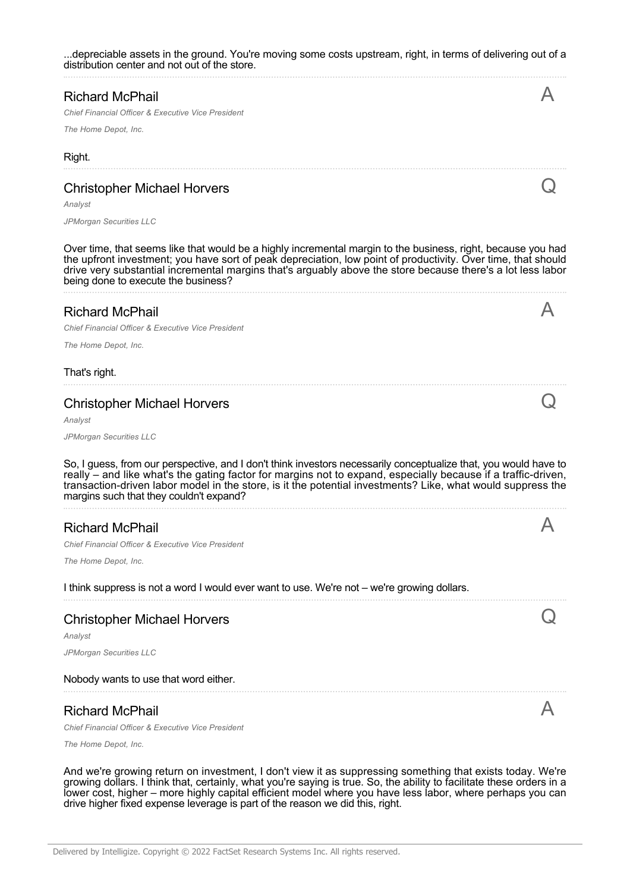...depreciable assets in the ground. You're moving some costs upstream, right, in terms of delivering out of a distribution center and not out of the store.

### Richard McPhail
*Chief Financial Officer & Executive Vice President*

*The Home Depot, Inc.*

A

Right.

### Christopher Michael Horvers
*Analyst*

*JPMorgan Securities LLC*

Q

Over time, that seems like that would be a highly incremental margin to the business, right, because you had the upfront investment; you have sort of peak depreciation, low point of productivity. Over time, that should drive very substantial incremental margins that's arguably above the store because there's a lot less labor being done to execute the business?

### Richard McPhail
*Chief Financial Officer & Executive Vice President*

*The Home Depot, Inc.*

A

That's right.

### Christopher Michael Horvers
*Analyst*

*JPMorgan Securities LLC*

Q

So, I guess, from our perspective, and I don't think investors necessarily conceptualize that, you would have to really – and like what's the gating factor for margins not to expand, especially because if a traffic-driven, transaction-driven labor model in the store, is it the potential investments? Like, what would suppress the margins such that they couldn't expand?

### Richard McPhail
*Chief Financial Officer & Executive Vice President*

*The Home Depot, Inc.*

A

I think suppress is not a word I would ever want to use. We're not – we're growing dollars.

### Christopher Michael Horvers
*Analyst*

*JPMorgan Securities LLC*

Q

Nobody wants to use that word either.

### Richard McPhail
*Chief Financial Officer & Executive Vice President*

*The Home Depot, Inc.*

A

And we're growing return on investment, I don't view it as suppressing something that exists today. We're growing dollars. I think that, certainly, what you're saying is true. So, the ability to facilitate these orders in a lower cost, higher – more highly capital efficient model where you have less labor, where perhaps you can drive higher fixed expense leverage is part of the reason we did this, right.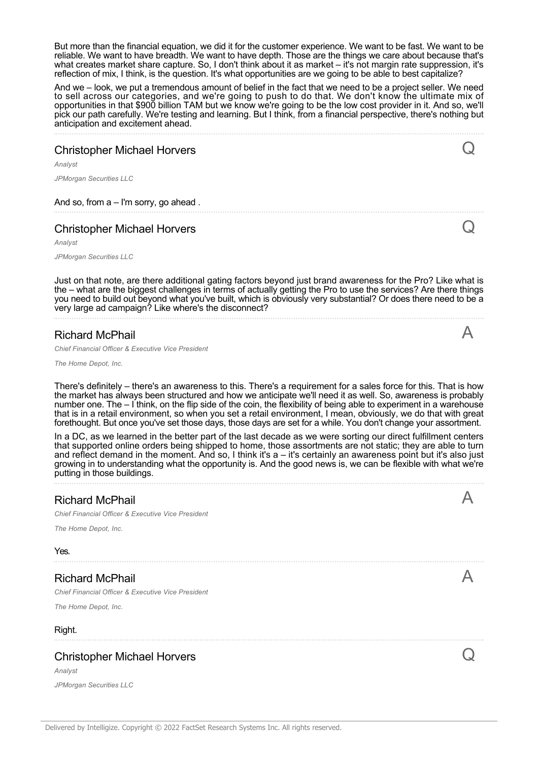But more than the financial equation, we did it for the customer experience. We want to be fast. We want to be reliable. We want to have breadth. We want to have depth. Those are the things we care about because that's what creates market share capture. So, I don't think about it as market – it's not margin rate suppression, it's reflection of mix, I think, is the question. It's what opportunities are we going to be able to best capitalize?

And we – look, we put a tremendous amount of belief in the fact that we need to be a project seller. We need to sell across our categories, and we're going to push to do that. We don't know the ultimate mix of opportunities in that $900 billion TAM but we know we're going to be the low cost provider in it. And so, we'll pick our path carefully. We're testing and learning. But I think, from a financial perspective, there's nothing but anticipation and excitement ahead.

---

## Christopher Michael Horvers — Q

*Analyst*

*JPMorgan Securities LLC*

And so, from a – I'm sorry, go ahead .

---

## Christopher Michael Horvers — Q

*Analyst*

*JPMorgan Securities LLC*

Just on that note, are there additional gating factors beyond just brand awareness for the Pro? Like what is the – what are the biggest challenges in terms of actually getting the Pro to use the services? Are there things you need to build out beyond what you've built, which is obviously very substantial? Or does there need to be a very large ad campaign? Like where's the disconnect?

---

## Richard McPhail — A

*Chief Financial Officer & Executive Vice President*

*The Home Depot, Inc.*

There's definitely – there's an awareness to this. There's a requirement for a sales force for this. That is how the market has always been structured and how we anticipate we'll need it as well. So, awareness is probably number one. The – I think, on the flip side of the coin, the flexibility of being able to experiment in a warehouse that is in a retail environment, so when you set a retail environment, I mean, obviously, we do that with great forethought. But once you've set those days, those days are set for a while. You don't change your assortment.

In a DC, as we learned in the better part of the last decade as we were sorting our direct fulfillment centers that supported online orders being shipped to home, those assortments are not static; they are able to turn and reflect demand in the moment. And so, I think it's a – it's certainly an awareness point but it's also just growing in to understanding what the opportunity is. And the good news is, we can be flexible with what we're putting in those buildings.

---

## Richard McPhail — A

*Chief Financial Officer & Executive Vice President*

*The Home Depot, Inc.*

Yes.

---

## Richard McPhail — A

*Chief Financial Officer & Executive Vice President*

*The Home Depot, Inc.*

Right.

---

## Christopher Michael Horvers — Q

*Analyst*

*JPMorgan Securities LLC*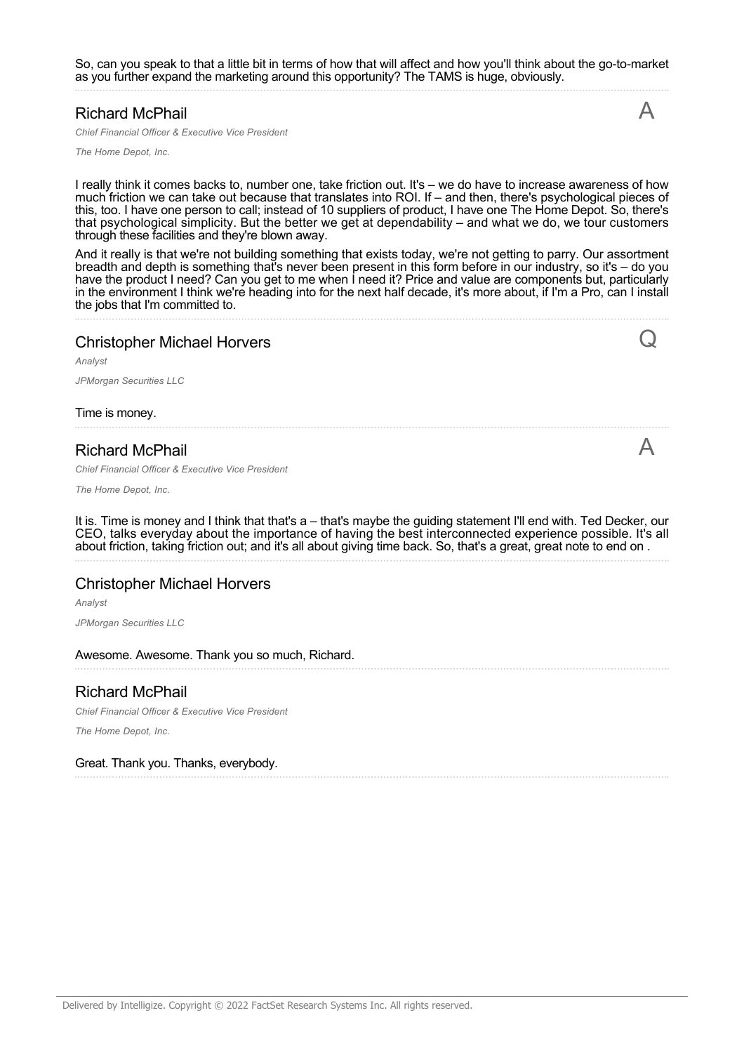So, can you speak to that a little bit in terms of how that will affect and how you'll think about the go-to-market as you further expand the marketing around this opportunity? The TAMS is huge, obviously.

## Richard McPhail

*Chief Financial Officer & Executive Vice President*

*The Home Depot, Inc.*

**A**

I really think it comes backs to, number one, take friction out. It's – we do have to increase awareness of how much friction we can take out because that translates into ROI. If – and then, there's psychological pieces of this, too. I have one person to call; instead of 10 suppliers of product, I have one The Home Depot. So, there's that psychological simplicity. But the better we get at dependability – and what we do, we tour customers through these facilities and they're blown away.

And it really is that we're not building something that exists today, we're not getting to parry. Our assortment breadth and depth is something that's never been present in this form before in our industry, so it's – do you have the product I need? Can you get to me when I need it? Price and value are components but, particularly in the environment I think we're heading into for the next half decade, it's more about, if I'm a Pro, can I install the jobs that I'm committed to.

## Christopher Michael Horvers

*Analyst*

*JPMorgan Securities LLC*

**Q**

Time is money.

## Richard McPhail

*Chief Financial Officer & Executive Vice President*

*The Home Depot, Inc.*

**A**

It is. Time is money and I think that that's a – that's maybe the guiding statement I'll end with. Ted Decker, our CEO, talks everyday about the importance of having the best interconnected experience possible. It's all about friction, taking friction out; and it's all about giving time back. So, that's a great, great note to end on .

## Christopher Michael Horvers

*Analyst*

*JPMorgan Securities LLC*

Awesome. Awesome. Thank you so much, Richard.

## Richard McPhail

*Chief Financial Officer & Executive Vice President*

*The Home Depot, Inc.*

Great. Thank you. Thanks, everybody.